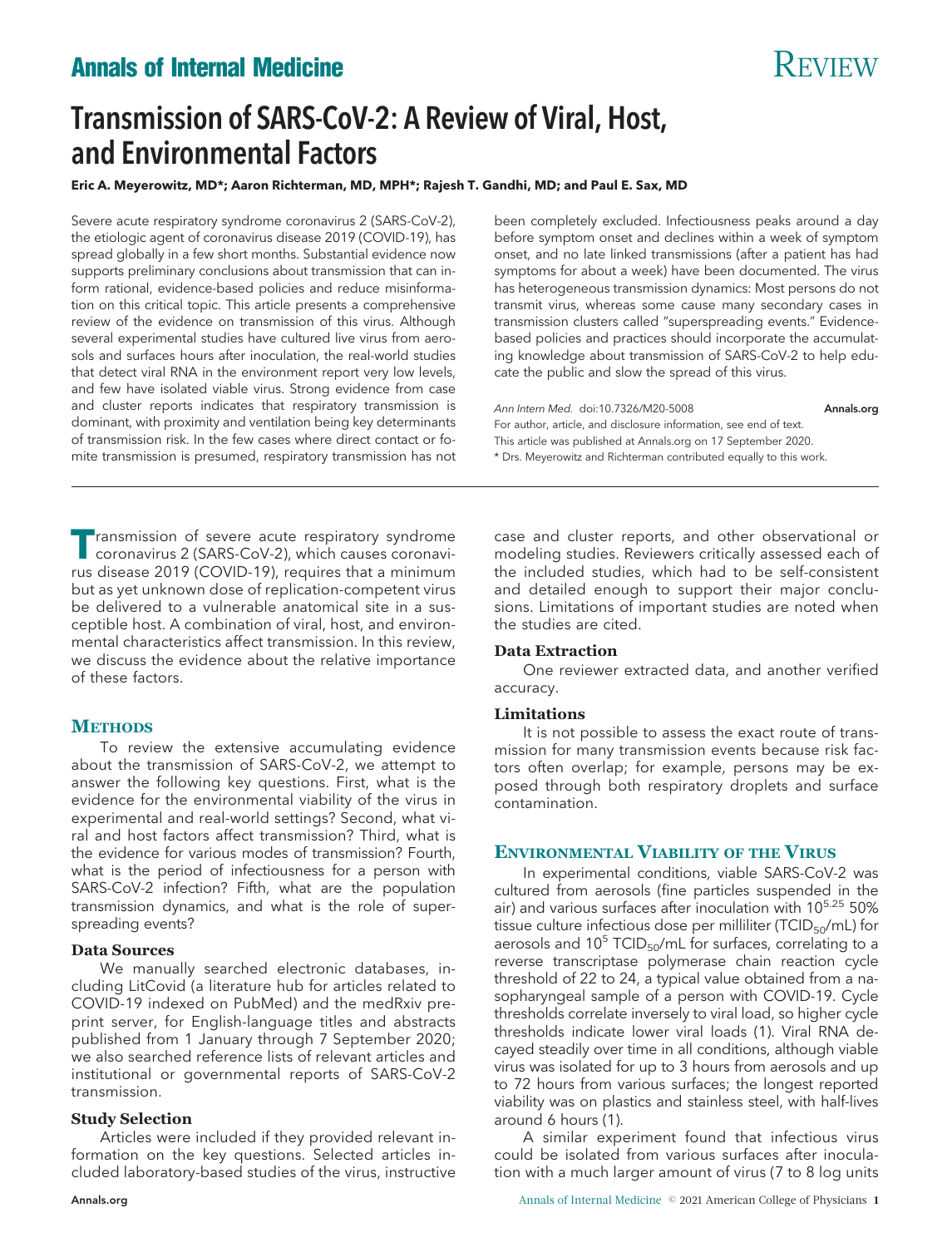# Transmission of SARS-CoV-2: A Review of Viral, Host, and Environmental Factors

**Eric A. Meyerowitz, MD*; Aaron Richterman, MD, MPH*; Rajesh T. Gandhi, MD; and Paul E. Sax, MD**

Severe acute respiratory syndrome coronavirus 2 (SARS-CoV-2), the etiologic agent of coronavirus disease 2019 (COVID-19), has spread globally in a few short months. Substantial evidence now supports preliminary conclusions about transmission that can inform rational, evidence-based policies and reduce misinformation on this critical topic. This article presents a comprehensive review of the evidence on transmission of this virus. Although several experimental studies have cultured live virus from aerosols and surfaces hours after inoculation, the real-world studies that detect viral RNA in the environment report very low levels, and few have isolated viable virus. Strong evidence from case and cluster reports indicates that respiratory transmission is dominant, with proximity and ventilation being key determinants of transmission risk. In the few cases where direct contact or fomite transmission is presumed, respiratory transmission has not been completely excluded. Infectiousness peaks around a day before symptom onset and declines within a week of symptom onset, and no late linked transmissions (after a patient has had symptoms for about a week) have been documented. The virus has heterogeneous transmission dynamics: Most persons do not transmit virus, whereas some cause many secondary cases in transmission clusters called "superspreading events." Evidence-based policies and practices should incorporate the accumulating knowledge about transmission of SARS-CoV-2 to help educate the public and slow the spread of this virus.

*Ann Intern Med.* doi:10.7326/M20-5008 **Annals.org**

For author, article, and disclosure information, see end of text.

This article was published at Annals.org on 17 September 2020.

\* Drs. Meyerowitz and Richterman contributed equally to this work.

---

Transmission of severe acute respiratory syndrome coronavirus 2 (SARS-CoV-2), which causes coronavirus disease 2019 (COVID-19), requires that a minimum but as yet unknown dose of replication-competent virus be delivered to a vulnerable anatomical site in a susceptible host. A combination of viral, host, and environmental characteristics affect transmission. In this review, we discuss the evidence about the relative importance of these factors.

## Methods

To review the extensive accumulating evidence about the transmission of SARS-CoV-2, we attempt to answer the following key questions. First, what is the evidence for the environmental viability of the virus in experimental and real-world settings? Second, what viral and host factors affect transmission? Third, what is the evidence for various modes of transmission? Fourth, what is the period of infectiousness for a person with SARS-CoV-2 infection? Fifth, what are the population transmission dynamics, and what is the role of superspreading events?

### Data Sources

We manually searched electronic databases, including LitCovid (a literature hub for articles related to COVID-19 indexed on PubMed) and the medRxiv preprint server, for English-language titles and abstracts published from 1 January through 7 September 2020; we also searched reference lists of relevant articles and institutional or governmental reports of SARS-CoV-2 transmission.

### Study Selection

Articles were included if they provided relevant information on the key questions. Selected articles included laboratory-based studies of the virus, instructive case and cluster reports, and other observational or modeling studies. Reviewers critically assessed each of the included studies, which had to be self-consistent and detailed enough to support their major conclusions. Limitations of important studies are noted when the studies are cited.

### Data Extraction

One reviewer extracted data, and another verified accuracy.

### Limitations

It is not possible to assess the exact route of transmission for many transmission events because risk factors often overlap; for example, persons may be exposed through both respiratory droplets and surface contamination.

## Environmental Viability of the Virus

In experimental conditions, viable SARS-CoV-2 was cultured from aerosols (fine particles suspended in the air) and various surfaces after inoculation with $10^{5.25}$ 50% tissue culture infectious dose per milliliter ($TCID_{50}$/mL) for aerosols and $10^5$ $TCID_{50}$/mL for surfaces, correlating to a reverse transcriptase polymerase chain reaction cycle threshold of 22 to 24, a typical value obtained from a nasopharyngeal sample of a person with COVID-19. Cycle thresholds correlate inversely to viral load, so higher cycle thresholds indicate lower viral loads (1). Viral RNA decayed steadily over time in all conditions, although viable virus was isolated for up to 3 hours from aerosols and up to 72 hours from various surfaces; the longest reported viability was on plastics and stainless steel, with half-lives around 6 hours (1).

A similar experiment found that infectious virus could be isolated from various surfaces after inoculation with a much larger amount of virus (7 to 8 log units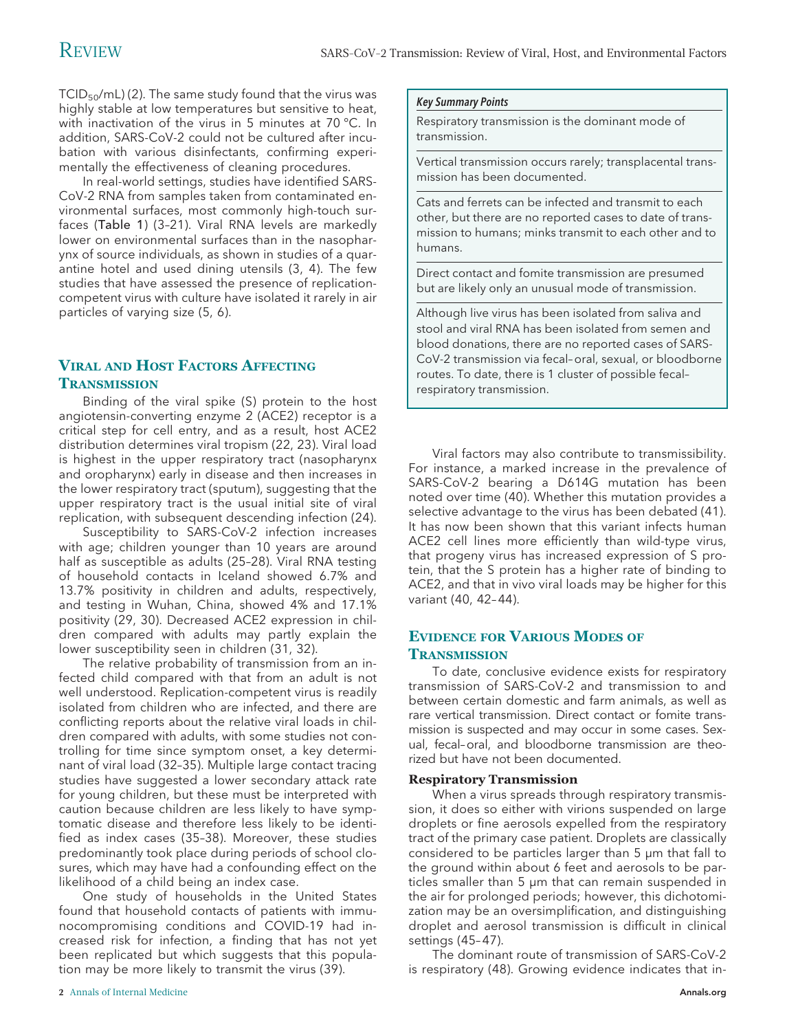$TCID_{50}$/mL) (2). The same study found that the virus was highly stable at low temperatures but sensitive to heat, with inactivation of the virus in 5 minutes at 70 °C. In addition, SARS-CoV-2 could not be cultured after incubation with various disinfectants, confirming experimentally the effectiveness of cleaning procedures.

In real-world settings, studies have identified SARS-CoV-2 RNA from samples taken from contaminated environmental surfaces, most commonly high-touch surfaces (Table 1) (3–21). Viral RNA levels are markedly lower on environmental surfaces than in the nasopharynx of source individuals, as shown in studies of a quarantine hotel and used dining utensils (3, 4). The few studies that have assessed the presence of replication-competent virus with culture have isolated it rarely in air particles of varying size (5, 6).

## Viral and Host Factors Affecting Transmission

Binding of the viral spike (S) protein to the host angiotensin-converting enzyme 2 (ACE2) receptor is a critical step for cell entry, and as a result, host ACE2 distribution determines viral tropism (22, 23). Viral load is highest in the upper respiratory tract (nasopharynx and oropharynx) early in disease and then increases in the lower respiratory tract (sputum), suggesting that the upper respiratory tract is the usual initial site of viral replication, with subsequent descending infection (24).

Susceptibility to SARS-CoV-2 infection increases with age; children younger than 10 years are around half as susceptible as adults (25–28). Viral RNA testing of household contacts in Iceland showed 6.7% and 13.7% positivity in children and adults, respectively, and testing in Wuhan, China, showed 4% and 17.1% positivity (29, 30). Decreased ACE2 expression in children compared with adults may partly explain the lower susceptibility seen in children (31, 32).

The relative probability of transmission from an infected child compared with that from an adult is not well understood. Replication-competent virus is readily isolated from children who are infected, and there are conflicting reports about the relative viral loads in children compared with adults, with some studies not controlling for time since symptom onset, a key determinant of viral load (32–35). Multiple large contact tracing studies have suggested a lower secondary attack rate for young children, but these must be interpreted with caution because children are less likely to have symptomatic disease and therefore less likely to be identified as index cases (35–38). Moreover, these studies predominantly took place during periods of school closures, which may have had a confounding effect on the likelihood of a child being an index case.

One study of households in the United States found that household contacts of patients with immunocompromising conditions and COVID-19 had increased risk for infection, a finding that has not yet been replicated but which suggests that this population may be more likely to transmit the virus (39).

> ***Key Summary Points***
>
> Respiratory transmission is the dominant mode of transmission.
>
> Vertical transmission occurs rarely; transplacental transmission has been documented.
>
> Cats and ferrets can be infected and transmit to each other, but there are no reported cases to date of transmission to humans; minks transmit to each other and to humans.
>
> Direct contact and fomite transmission are presumed but are likely only an unusual mode of transmission.
>
> Although live virus has been isolated from saliva and stool and viral RNA has been isolated from semen and blood donations, there are no reported cases of SARS-CoV-2 transmission via fecal–oral, sexual, or bloodborne routes. To date, there is 1 cluster of possible fecal–respiratory transmission.

Viral factors may also contribute to transmissibility. For instance, a marked increase in the prevalence of SARS-CoV-2 bearing a D614G mutation has been noted over time (40). Whether this mutation provides a selective advantage to the virus has been debated (41). It has now been shown that this variant infects human ACE2 cell lines more efficiently than wild-type virus, that progeny virus has increased expression of S protein, that the S protein has a higher rate of binding to ACE2, and that in vivo viral loads may be higher for this variant (40, 42–44).

## Evidence for Various Modes of Transmission

To date, conclusive evidence exists for respiratory transmission of SARS-CoV-2 and transmission to and between certain domestic and farm animals, as well as rare vertical transmission. Direct contact or fomite transmission is suspected and may occur in some cases. Sexual, fecal–oral, and bloodborne transmission are theorized but have not been documented.

### Respiratory Transmission

When a virus spreads through respiratory transmission, it does so either with virions suspended on large droplets or fine aerosols expelled from the respiratory tract of the primary case patient. Droplets are classically considered to be particles larger than 5 μm that fall to the ground within about 6 feet and aerosols to be particles smaller than 5 μm that can remain suspended in the air for prolonged periods; however, this dichotomization may be an oversimplification, and distinguishing droplet and aerosol transmission is difficult in clinical settings (45–47).

The dominant route of transmission of SARS-CoV-2 is respiratory (48). Growing evidence indicates that in-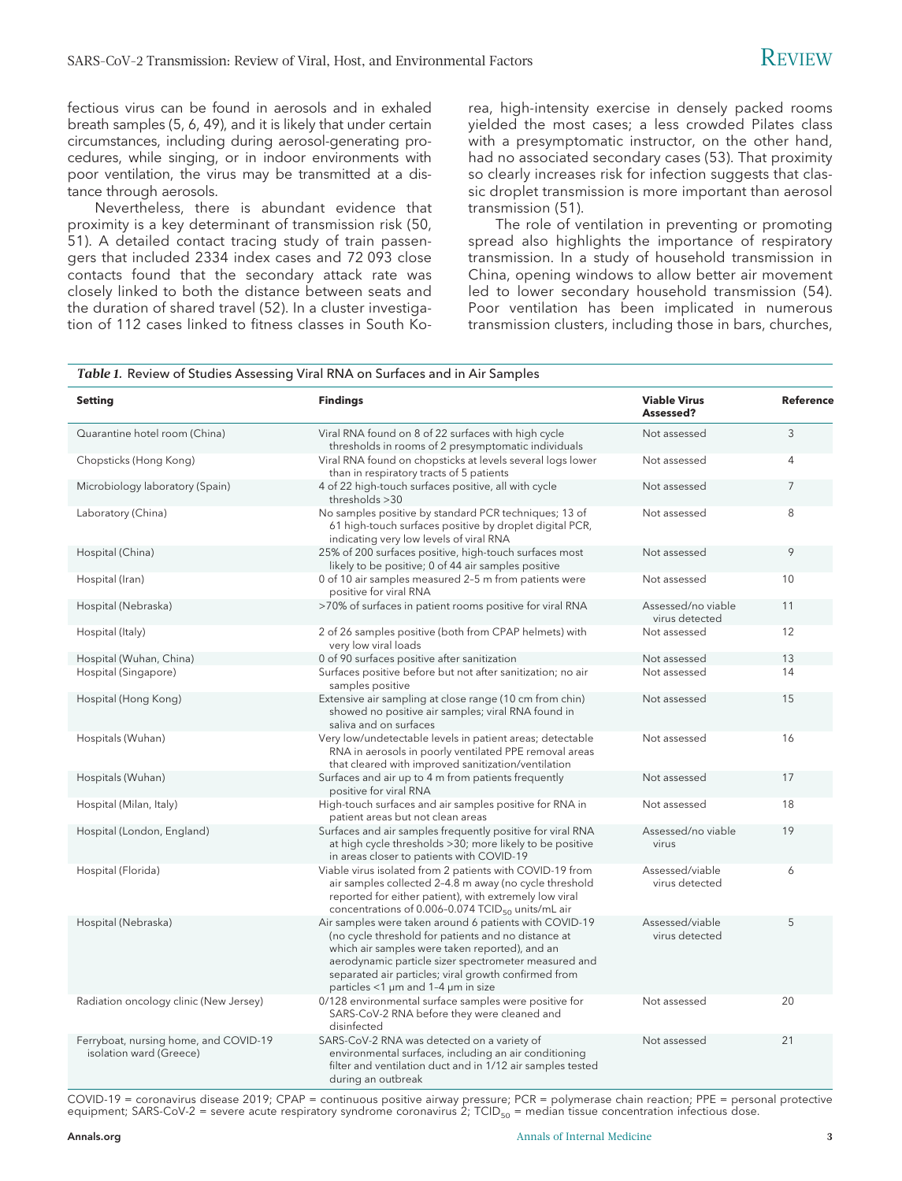fectious virus can be found in aerosols and in exhaled breath samples (5, 6, 49), and it is likely that under certain circumstances, including during aerosol-generating procedures, while singing, or in indoor environments with poor ventilation, the virus may be transmitted at a distance through aerosols.

Nevertheless, there is abundant evidence that proximity is a key determinant of transmission risk (50, 51). A detailed contact tracing study of train passengers that included 2334 index cases and 72 093 close contacts found that the secondary attack rate was closely linked to both the distance between seats and the duration of shared travel (52). In a cluster investigation of 112 cases linked to fitness classes in South Korea, high-intensity exercise in densely packed rooms yielded the most cases; a less crowded Pilates class with a presymptomatic instructor, on the other hand, had no associated secondary cases (53). That proximity so clearly increases risk for infection suggests that classic droplet transmission is more important than aerosol transmission (51).

The role of ventilation in preventing or promoting spread also highlights the importance of respiratory transmission. In a study of household transmission in China, opening windows to allow better air movement led to lower secondary household transmission (54). Poor ventilation has been implicated in numerous transmission clusters, including those in bars, churches,

***Table 1.*** Review of Studies Assessing Viral RNA on Surfaces and in Air Samples

| Setting | Findings | Viable Virus Assessed? | Reference |
|---|---|---|---|
| Quarantine hotel room (China) | Viral RNA found on 8 of 22 surfaces with high cycle thresholds in rooms of 2 presymptomatic individuals | Not assessed | 3 |
| Chopsticks (Hong Kong) | Viral RNA found on chopsticks at levels several logs lower than in respiratory tracts of 5 patients | Not assessed | 4 |
| Microbiology laboratory (Spain) | 4 of 22 high-touch surfaces positive, all with cycle thresholds >30 | Not assessed | 7 |
| Laboratory (China) | No samples positive by standard PCR techniques; 13 of 61 high-touch surfaces positive by droplet digital PCR, indicating very low levels of viral RNA | Not assessed | 8 |
| Hospital (China) | 25% of 200 surfaces positive, high-touch surfaces most likely to be positive; 0 of 44 air samples positive | Not assessed | 9 |
| Hospital (Iran) | 0 of 10 air samples measured 2–5 m from patients were positive for viral RNA | Not assessed | 10 |
| Hospital (Nebraska) | >70% of surfaces in patient rooms positive for viral RNA | Assessed/no viable virus detected | 11 |
| Hospital (Italy) | 2 of 26 samples positive (both from CPAP helmets) with very low viral loads | Not assessed | 12 |
| Hospital (Wuhan, China) | 0 of 90 surfaces positive after sanitization | Not assessed | 13 |
| Hospital (Singapore) | Surfaces positive before but not after sanitization; no air samples positive | Not assessed | 14 |
| Hospital (Hong Kong) | Extensive air sampling at close range (10 cm from chin) showed no positive air samples; viral RNA found in saliva and on surfaces | Not assessed | 15 |
| Hospitals (Wuhan) | Very low/undetectable levels in patient areas; detectable RNA in aerosols in poorly ventilated PPE removal areas that cleared with improved sanitization/ventilation | Not assessed | 16 |
| Hospitals (Wuhan) | Surfaces and air up to 4 m from patients frequently positive for viral RNA | Not assessed | 17 |
| Hospital (Milan, Italy) | High-touch surfaces and air samples positive for RNA in patient areas but not clean areas | Not assessed | 18 |
| Hospital (London, England) | Surfaces and air samples frequently positive for viral RNA at high cycle thresholds >30; more likely to be positive in areas closer to patients with COVID-19 | Assessed/no viable virus | 19 |
| Hospital (Florida) | Viable virus isolated from 2 patients with COVID-19 from air samples collected 2–4.8 m away (no cycle threshold reported for either patient), with extremely low viral concentrations of 0.006–0.074 $TCID_{50}$ units/mL air | Assessed/viable virus detected | 6 |
| Hospital (Nebraska) | Air samples were taken around 6 patients with COVID-19 (no cycle threshold for patients and no distance at which air samples were taken reported), and an aerodynamic particle sizer spectrometer measured and separated air particles; viral growth confirmed from particles <1 μm and 1–4 μm in size | Assessed/viable virus detected | 5 |
| Radiation oncology clinic (New Jersey) | 0/128 environmental surface samples were positive for SARS-CoV-2 RNA before they were cleaned and disinfected | Not assessed | 20 |
| Ferryboat, nursing home, and COVID-19 isolation ward (Greece) | SARS-CoV-2 RNA was detected on a variety of environmental surfaces, including an air conditioning filter and ventilation duct and in 1/12 air samples tested during an outbreak | Not assessed | 21 |

COVID-19 = coronavirus disease 2019; CPAP = continuous positive airway pressure; PCR = polymerase chain reaction; PPE = personal protective equipment; SARS-CoV-2 = severe acute respiratory syndrome coronavirus 2; $TCID_{50}$ = median tissue concentration infectious dose.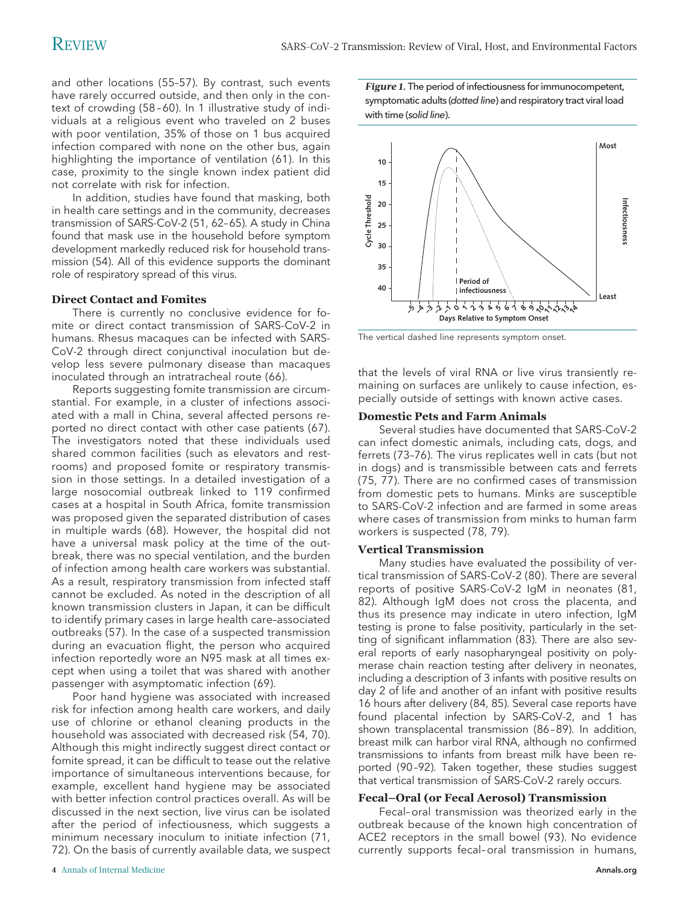and other locations (55–57). By contrast, such events have rarely occurred outside, and then only in the context of crowding (58–60). In 1 illustrative study of individuals at a religious event who traveled on 2 buses with poor ventilation, 35% of those on 1 bus acquired infection compared with none on the other bus, again highlighting the importance of ventilation (61). In this case, proximity to the single known index patient did not correlate with risk for infection.

In addition, studies have found that masking, both in health care settings and in the community, decreases transmission of SARS-CoV-2 (51, 62–65). A study in China found that mask use in the household before symptom development markedly reduced risk for household transmission (54). All of this evidence supports the dominant role of respiratory spread of this virus.

### Direct Contact and Fomites

There is currently no conclusive evidence for fomite or direct contact transmission of SARS-CoV-2 in humans. Rhesus macaques can be infected with SARS-CoV-2 through direct conjunctival inoculation but develop less severe pulmonary disease than macaques inoculated through an intratracheal route (66).

Reports suggesting fomite transmission are circumstantial. For example, in a cluster of infections associated with a mall in China, several affected persons reported no direct contact with other case patients (67). The investigators noted that these individuals used shared common facilities (such as elevators and restrooms) and proposed fomite or respiratory transmission in those settings. In a detailed investigation of a large nosocomial outbreak linked to 119 confirmed cases at a hospital in South Africa, fomite transmission was proposed given the separated distribution of cases in multiple wards (68). However, the hospital did not have a universal mask policy at the time of the outbreak, there was no special ventilation, and the burden of infection among health care workers was substantial. As a result, respiratory transmission from infected staff cannot be excluded. As noted in the description of all known transmission clusters in Japan, it can be difficult to identify primary cases in large health care–associated outbreaks (57). In the case of a suspected transmission during an evacuation flight, the person who acquired infection reportedly wore an N95 mask at all times except when using a toilet that was shared with another passenger with asymptomatic infection (69).

Poor hand hygiene was associated with increased risk for infection among health care workers, and daily use of chlorine or ethanol cleaning products in the household was associated with decreased risk (54, 70). Although this might indirectly suggest direct contact or fomite spread, it can be difficult to tease out the relative importance of simultaneous interventions because, for example, excellent hand hygiene may be associated with better infection control practices overall. As will be discussed in the next section, live virus can be isolated after the period of infectiousness, which suggests a minimum necessary inoculum to initiate infection (71, 72). On the basis of currently available data, we suspect that the levels of viral RNA or live virus transiently remaining on surfaces are unlikely to cause infection, especially outside of settings with known active cases.

*Figure 1.* The period of infectiousness for immunocompetent, symptomatic adults (*dotted line*) and respiratory tract viral load with time (*solid line*).

The vertical dashed line represents symptom onset.

### Domestic Pets and Farm Animals

Several studies have documented that SARS-CoV-2 can infect domestic animals, including cats, dogs, and ferrets (73–76). The virus replicates well in cats (but not in dogs) and is transmissible between cats and ferrets (75, 77). There are no confirmed cases of transmission from domestic pets to humans. Minks are susceptible to SARS-CoV-2 infection and are farmed in some areas where cases of transmission from minks to human farm workers is suspected (78, 79).

### Vertical Transmission

Many studies have evaluated the possibility of vertical transmission of SARS-CoV-2 (80). There are several reports of positive SARS-CoV-2 IgM in neonates (81, 82). Although IgM does not cross the placenta, and thus its presence may indicate in utero infection, IgM testing is prone to false positivity, particularly in the setting of significant inflammation (83). There are also several reports of early nasopharyngeal positivity on polymerase chain reaction testing after delivery in neonates, including a description of 3 infants with positive results on day 2 of life and another of an infant with positive results 16 hours after delivery (84, 85). Several case reports have found placental infection by SARS-CoV-2, and 1 has shown transplacental transmission (86–89). In addition, breast milk can harbor viral RNA, although no confirmed transmissions to infants from breast milk have been reported (90–92). Taken together, these studies suggest that vertical transmission of SARS-CoV-2 rarely occurs.

### Fecal–Oral (or Fecal Aerosol) Transmission

Fecal–oral transmission was theorized early in the outbreak because of the known high concentration of ACE2 receptors in the small bowel (93). No evidence currently supports fecal–oral transmission in humans,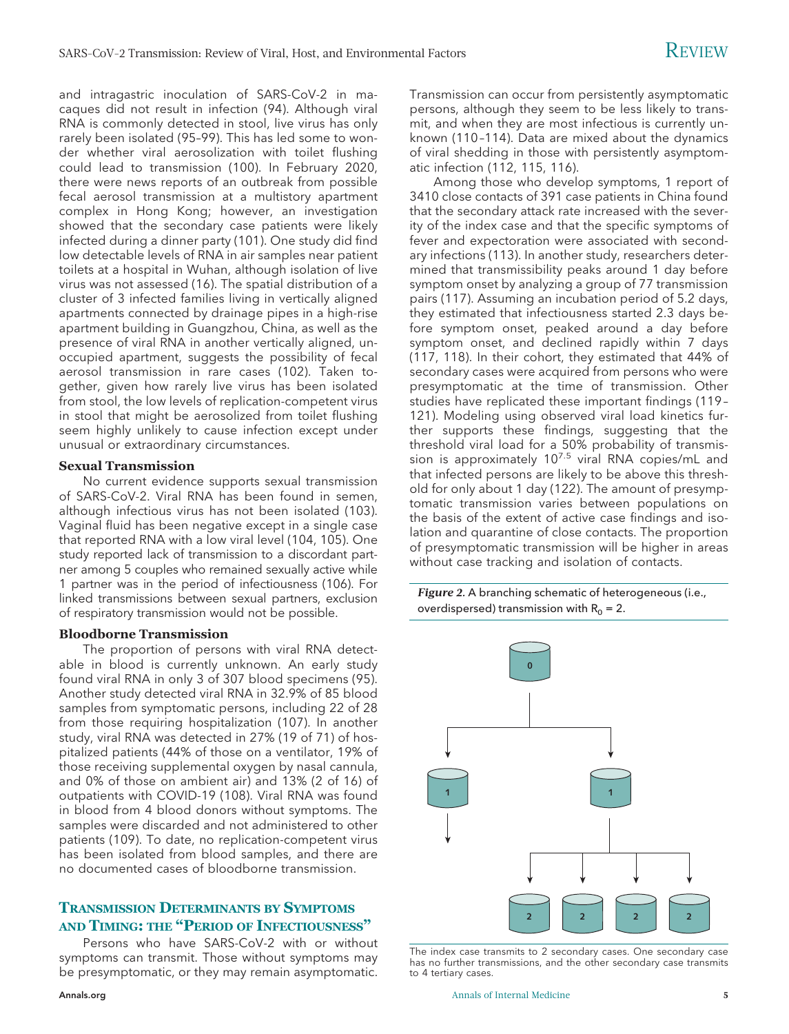and intragastric inoculation of SARS-CoV-2 in macaques did not result in infection (94). Although viral RNA is commonly detected in stool, live virus has only rarely been isolated (95–99). This has led some to wonder whether viral aerosolization with toilet flushing could lead to transmission (100). In February 2020, there were news reports of an outbreak from possible fecal aerosol transmission at a multistory apartment complex in Hong Kong; however, an investigation showed that the secondary case patients were likely infected during a dinner party (101). One study did find low detectable levels of RNA in air samples near patient toilets at a hospital in Wuhan, although isolation of live virus was not assessed (16). The spatial distribution of a cluster of 3 infected families living in vertically aligned apartments connected by drainage pipes in a high-rise apartment building in Guangzhou, China, as well as the presence of viral RNA in another vertically aligned, unoccupied apartment, suggests the possibility of fecal aerosol transmission in rare cases (102). Taken together, given how rarely live virus has been isolated from stool, the low levels of replication-competent virus in stool that might be aerosolized from toilet flushing seem highly unlikely to cause infection except under unusual or extraordinary circumstances.

### Sexual Transmission

No current evidence supports sexual transmission of SARS-CoV-2. Viral RNA has been found in semen, although infectious virus has not been isolated (103). Vaginal fluid has been negative except in a single case that reported RNA with a low viral level (104, 105). One study reported lack of transmission to a discordant partner among 5 couples who remained sexually active while 1 partner was in the period of infectiousness (106). For linked transmissions between sexual partners, exclusion of respiratory transmission would not be possible.

### Bloodborne Transmission

The proportion of persons with viral RNA detectable in blood is currently unknown. An early study found viral RNA in only 3 of 307 blood specimens (95). Another study detected viral RNA in 32.9% of 85 blood samples from symptomatic persons, including 22 of 28 from those requiring hospitalization (107). In another study, viral RNA was detected in 27% (19 of 71) of hospitalized patients (44% of those on a ventilator, 19% of those receiving supplemental oxygen by nasal cannula, and 0% of those on ambient air) and 13% (2 of 16) of outpatients with COVID-19 (108). Viral RNA was found in blood from 4 blood donors without symptoms. The samples were discarded and not administered to other patients (109). To date, no replication-competent virus has been isolated from blood samples, and there are no documented cases of bloodborne transmission.

## Transmission Determinants by Symptoms and Timing: the "Period of Infectiousness"

Persons who have SARS-CoV-2 with or without symptoms can transmit. Those without symptoms may be presymptomatic, or they may remain asymptomatic. Transmission can occur from persistently asymptomatic persons, although they seem to be less likely to transmit, and when they are most infectious is currently unknown (110–114). Data are mixed about the dynamics of viral shedding in those with persistently asymptomatic infection (112, 115, 116).

Among those who develop symptoms, 1 report of 3410 close contacts of 391 case patients in China found that the secondary attack rate increased with the severity of the index case and that the specific symptoms of fever and expectoration were associated with secondary infections (113). In another study, researchers determined that transmissibility peaks around 1 day before symptom onset by analyzing a group of 77 transmission pairs (117). Assuming an incubation period of 5.2 days, they estimated that infectiousness started 2.3 days before symptom onset, peaked around a day before symptom onset, and declined rapidly within 7 days (117, 118). In their cohort, they estimated that 44% of secondary cases were acquired from persons who were presymptomatic at the time of transmission. Other studies have replicated these important findings (119–121). Modeling using observed viral load kinetics further supports these findings, suggesting that the threshold viral load for a 50% probability of transmission is approximately $10^{7.5}$ viral RNA copies/mL and that infected persons are likely to be above this threshold for only about 1 day (122). The amount of presymptomatic transmission varies between populations on the basis of the extent of active case findings and isolation and quarantine of close contacts. The proportion of presymptomatic transmission will be higher in areas without case tracking and isolation of contacts.

*Figure 2.* A branching schematic of heterogeneous (i.e., overdispersed) transmission with $R_0 = 2$.

The index case transmits to 2 secondary cases. One secondary case has no further transmissions, and the other secondary case transmits to 4 tertiary cases.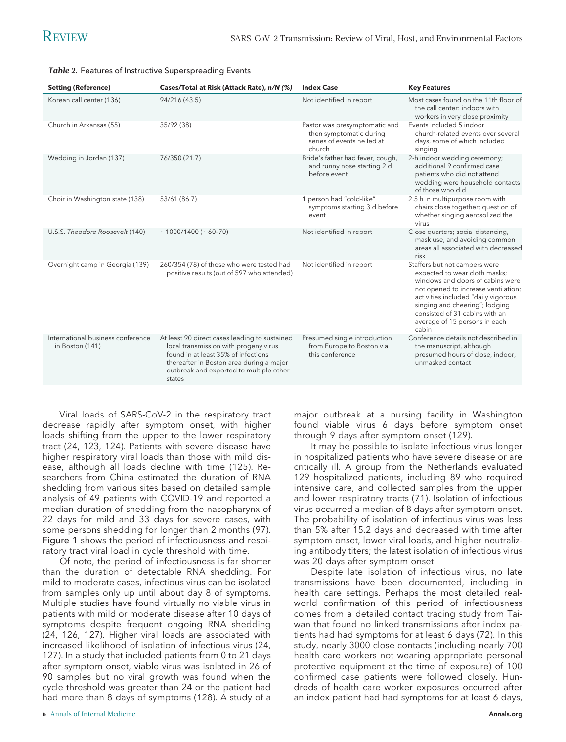*Table 2.* Features of Instructive Superspreading Events

| Setting (Reference) | Cases/Total at Risk (Attack Rate), *n/N* (%) | Index Case | Key Features |
|---|---|---|---|
| Korean call center (136) | 94/216 (43.5) | Not identified in report | Most cases found on the 11th floor of the call center: indoors with workers in very close proximity |
| Church in Arkansas (55) | 35/92 (38) | Pastor was presymptomatic and then symptomatic during series of events he led at church | Events included 5 indoor church-related events over several days, some of which included singing |
| Wedding in Jordan (137) | 76/350 (21.7) | Bride's father had fever, cough, and runny nose starting 2 d before event | 2-h indoor wedding ceremony; additional 9 confirmed case patients who did not attend wedding were household contacts of those who did |
| Choir in Washington state (138) | 53/61 (86.7) | 1 person had "cold-like" symptoms starting 3 d before event | 2.5 h in multipurpose room with chairs close together; question of whether singing aerosolized the virus |
| U.S.S. *Theodore Roosevelt* (140) | ~1000/1400 (~60–70) | Not identified in report | Close quarters; social distancing, mask use, and avoiding common areas all associated with decreased risk |
| Overnight camp in Georgia (139) | 260/354 (78) of those who were tested had positive results (out of 597 who attended) | Not identified in report | Staffers but not campers were expected to wear cloth masks; windows and doors of cabins were not opened to increase ventilation; activities included "daily vigorous singing and cheering"; lodging consisted of 31 cabins with an average of 15 persons in each cabin |
| International business conference in Boston (141) | At least 90 direct cases leading to sustained local transmission with progeny virus found in at least 35% of infections thereafter in Boston area during a major outbreak and exported to multiple other states | Presumed single introduction from Europe to Boston via this conference | Conference details not described in the manuscript, although presumed hours of close, indoor, unmasked contact |

Viral loads of SARS-CoV-2 in the respiratory tract decrease rapidly after symptom onset, with higher loads shifting from the upper to the lower respiratory tract (24, 123, 124). Patients with severe disease have higher respiratory viral loads than those with mild disease, although all loads decline with time (125). Researchers from China estimated the duration of RNA shedding from various sites based on detailed sample analysis of 49 patients with COVID-19 and reported a median duration of shedding from the nasopharynx of 22 days for mild and 33 days for severe cases, with some persons shedding for longer than 2 months (97). Figure 1 shows the period of infectiousness and respiratory tract viral load in cycle threshold with time.

Of note, the period of infectiousness is far shorter than the duration of detectable RNA shedding. For mild to moderate cases, infectious virus can be isolated from samples only up until about day 8 of symptoms. Multiple studies have found virtually no viable virus in patients with mild or moderate disease after 10 days of symptoms despite frequent ongoing RNA shedding (24, 126, 127). Higher viral loads are associated with increased likelihood of isolation of infectious virus (24, 127). In a study that included patients from 0 to 21 days after symptom onset, viable virus was isolated in 26 of 90 samples but no viral growth was found when the cycle threshold was greater than 24 or the patient had had more than 8 days of symptoms (128). A study of a major outbreak at a nursing facility in Washington found viable virus 6 days before symptom onset through 9 days after symptom onset (129).

It may be possible to isolate infectious virus longer in hospitalized patients who have severe disease or are critically ill. A group from the Netherlands evaluated 129 hospitalized patients, including 89 who required intensive care, and collected samples from the upper and lower respiratory tracts (71). Isolation of infectious virus occurred a median of 8 days after symptom onset. The probability of isolation of infectious virus was less than 5% after 15.2 days and decreased with time after symptom onset, lower viral loads, and higher neutralizing antibody titers; the latest isolation of infectious virus was 20 days after symptom onset.

Despite late isolation of infectious virus, no late transmissions have been documented, including in health care settings. Perhaps the most detailed real-world confirmation of this period of infectiousness comes from a detailed contact tracing study from Taiwan that found no linked transmissions after index patients had had symptoms for at least 6 days (72). In this study, nearly 3000 close contacts (including nearly 700 health care workers not wearing appropriate personal protective equipment at the time of exposure) of 100 confirmed case patients were followed closely. Hundreds of health care worker exposures occurred after an index patient had had symptoms for at least 6 days,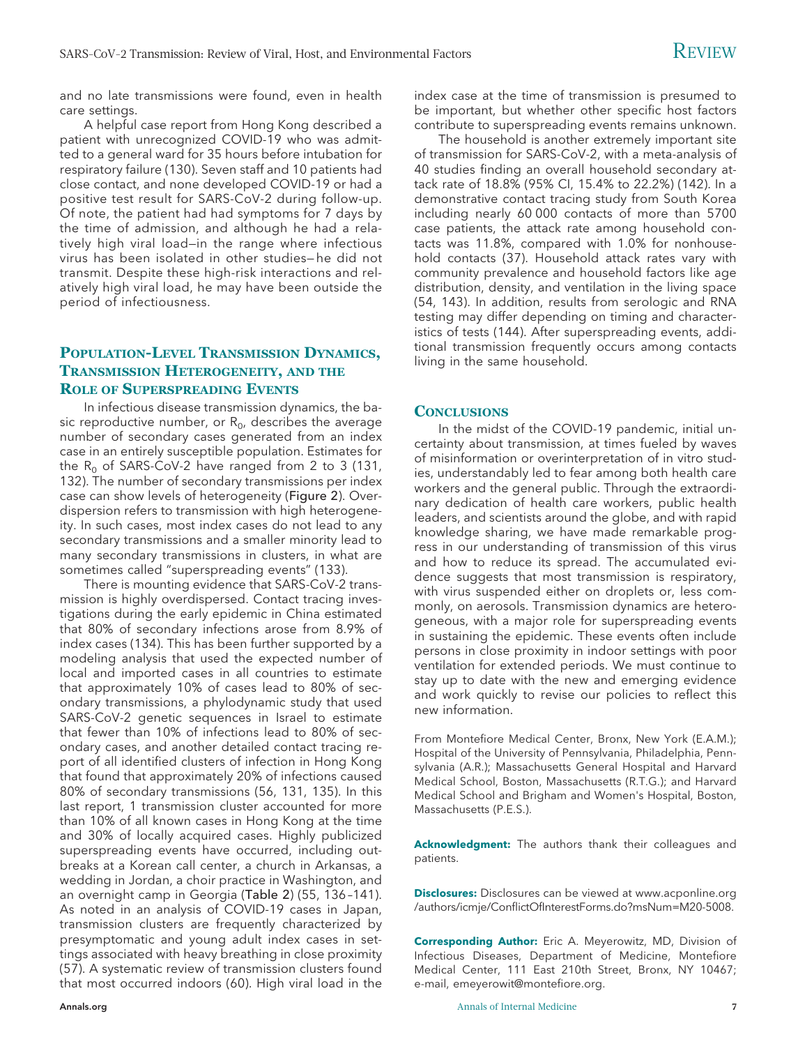and no late transmissions were found, even in health care settings.

A helpful case report from Hong Kong described a patient with unrecognized COVID-19 who was admitted to a general ward for 35 hours before intubation for respiratory failure (130). Seven staff and 10 patients had close contact, and none developed COVID-19 or had a positive test result for SARS-CoV-2 during follow-up. Of note, the patient had had symptoms for 7 days by the time of admission, and although he had a relatively high viral load—in the range where infectious virus has been isolated in other studies—he did not transmit. Despite these high-risk interactions and relatively high viral load, he may have been outside the period of infectiousness.

## Population-Level Transmission Dynamics, Transmission Heterogeneity, and the Role of Superspreading Events

In infectious disease transmission dynamics, the basic reproductive number, or $R_0$, describes the average number of secondary cases generated from an index case in an entirely susceptible population. Estimates for the $R_0$ of SARS-CoV-2 have ranged from 2 to 3 (131, 132). The number of secondary transmissions per index case can show levels of heterogeneity (Figure 2). Overdispersion refers to transmission with high heterogeneity. In such cases, most index cases do not lead to any secondary transmissions and a smaller minority lead to many secondary transmissions in clusters, in what are sometimes called "superspreading events" (133).

There is mounting evidence that SARS-CoV-2 transmission is highly overdispersed. Contact tracing investigations during the early epidemic in China estimated that 80% of secondary infections arose from 8.9% of index cases (134). This has been further supported by a modeling analysis that used the expected number of local and imported cases in all countries to estimate that approximately 10% of cases lead to 80% of secondary transmissions, a phylodynamic study that used SARS-CoV-2 genetic sequences in Israel to estimate that fewer than 10% of infections lead to 80% of secondary cases, and another detailed contact tracing report of all identified clusters of infection in Hong Kong that found that approximately 20% of infections caused 80% of secondary transmissions (56, 131, 135). In this last report, 1 transmission cluster accounted for more than 10% of all known cases in Hong Kong at the time and 30% of locally acquired cases. Highly publicized superspreading events have occurred, including outbreaks at a Korean call center, a church in Arkansas, a wedding in Jordan, a choir practice in Washington, and an overnight camp in Georgia (Table 2) (55, 136–141). As noted in an analysis of COVID-19 cases in Japan, transmission clusters are frequently characterized by presymptomatic and young adult index cases in settings associated with heavy breathing in close proximity (57). A systematic review of transmission clusters found that most occurred indoors (60). High viral load in the index case at the time of transmission is presumed to be important, but whether other specific host factors contribute to superspreading events remains unknown.

The household is another extremely important site of transmission for SARS-CoV-2, with a meta-analysis of 40 studies finding an overall household secondary attack rate of 18.8% (95% CI, 15.4% to 22.2%) (142). In a demonstrative contact tracing study from South Korea including nearly 60 000 contacts of more than 5700 case patients, the attack rate among household contacts was 11.8%, compared with 1.0% for nonhousehold contacts (37). Household attack rates vary with community prevalence and household factors like age distribution, density, and ventilation in the living space (54, 143). In addition, results from serologic and RNA testing may differ depending on timing and characteristics of tests (144). After superspreading events, additional transmission frequently occurs among contacts living in the same household.

## Conclusions

In the midst of the COVID-19 pandemic, initial uncertainty about transmission, at times fueled by waves of misinformation or overinterpretation of in vitro studies, understandably led to fear among both health care workers and the general public. Through the extraordinary dedication of health care workers, public health leaders, and scientists around the globe, and with rapid knowledge sharing, we have made remarkable progress in our understanding of transmission of this virus and how to reduce its spread. The accumulated evidence suggests that most transmission is respiratory, with virus suspended either on droplets or, less commonly, on aerosols. Transmission dynamics are heterogeneous, with a major role for superspreading events in sustaining the epidemic. These events often include persons in close proximity in indoor settings with poor ventilation for extended periods. We must continue to stay up to date with the new and emerging evidence and work quickly to revise our policies to reflect this new information.

From Montefiore Medical Center, Bronx, New York (E.A.M.); Hospital of the University of Pennsylvania, Philadelphia, Pennsylvania (A.R.); Massachusetts General Hospital and Harvard Medical School, Boston, Massachusetts (R.T.G.); and Harvard Medical School and Brigham and Women's Hospital, Boston, Massachusetts (P.E.S.).

**Acknowledgment:** The authors thank their colleagues and patients.

**Disclosures:** Disclosures can be viewed at www.acponline.org/authors/icmje/ConflictOfInterestForms.do?msNum=M20-5008.

**Corresponding Author:** Eric A. Meyerowitz, MD, Division of Infectious Diseases, Department of Medicine, Montefiore Medical Center, 111 East 210th Street, Bronx, NY 10467; e-mail, emeyerowit@montefiore.org.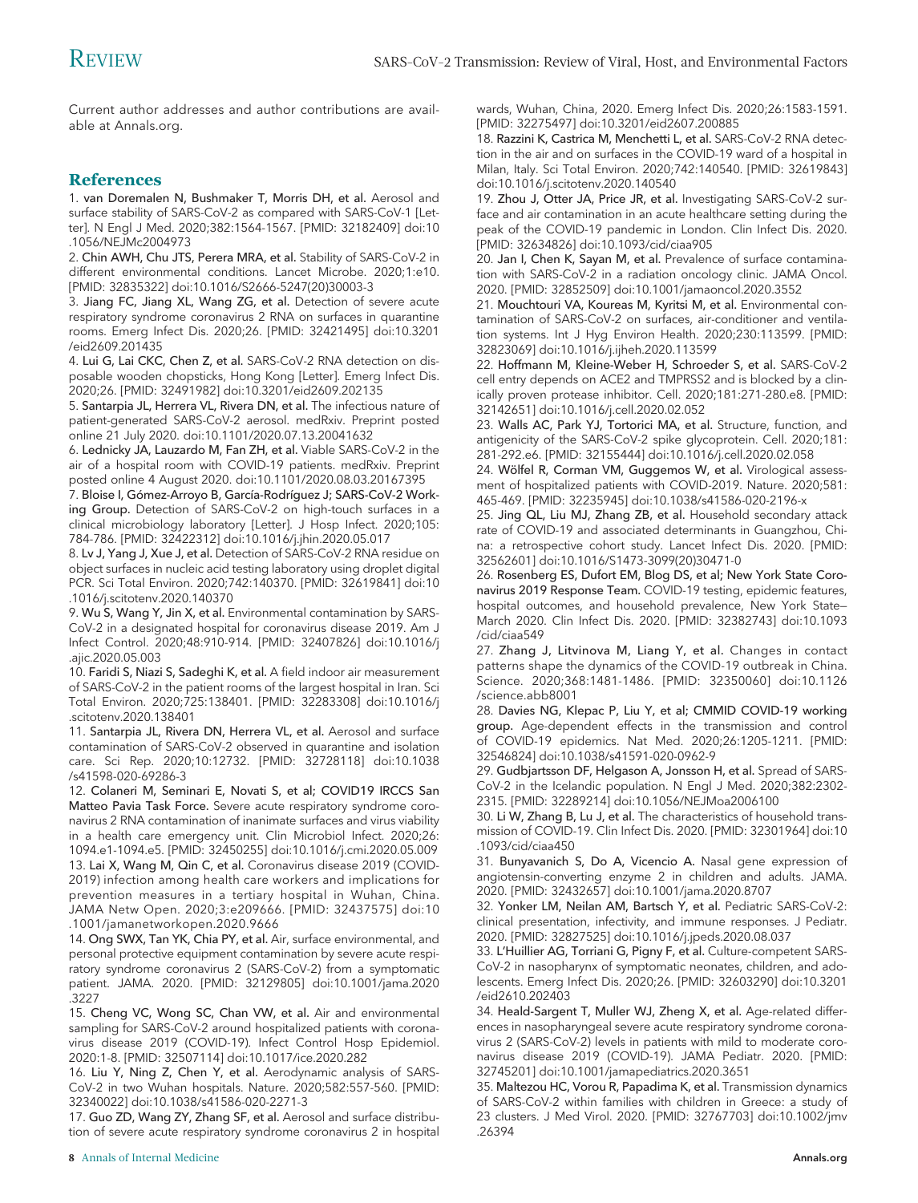Current author addresses and author contributions are available at Annals.org.

## References

1. **van Doremalen N, Bushmaker T, Morris DH, et al.** Aerosol and surface stability of SARS-CoV-2 as compared with SARS-CoV-1 [Letter]. N Engl J Med. 2020;382:1564-1567. [PMID: 32182409] doi:10.1056/NEJMc2004973
2. **Chin AWH, Chu JTS, Perera MRA, et al.** Stability of SARS-CoV-2 in different environmental conditions. Lancet Microbe. 2020;1:e10. [PMID: 32835322] doi:10.1016/S2666-5247(20)30003-3
3. **Jiang FC, Jiang XL, Wang ZG, et al.** Detection of severe acute respiratory syndrome coronavirus 2 RNA on surfaces in quarantine rooms. Emerg Infect Dis. 2020;26. [PMID: 32421495] doi:10.3201/eid2609.201435
4. **Lui G, Lai CKC, Chen Z, et al.** SARS-CoV-2 RNA detection on disposable wooden chopsticks, Hong Kong [Letter]. Emerg Infect Dis. 2020;26. [PMID: 32491982] doi:10.3201/eid2609.202135
5. **Santarpia JL, Herrera VL, Rivera DN, et al.** The infectious nature of patient-generated SARS-CoV-2 aerosol. medRxiv. Preprint posted online 21 July 2020. doi:10.1101/2020.07.13.20041632
6. **Lednicky JA, Lauzardo M, Fan ZH, et al.** Viable SARS-CoV-2 in the air of a hospital room with COVID-19 patients. medRxiv. Preprint posted online 4 August 2020. doi:10.1101/2020.08.03.20167395
7. **Bloise I, Gómez-Arroyo B, García-Rodríguez J; SARS-CoV-2 Working Group.** Detection of SARS-CoV-2 on high-touch surfaces in a clinical microbiology laboratory [Letter]. J Hosp Infect. 2020;105:784-786. [PMID: 32422312] doi:10.1016/j.jhin.2020.05.017
8. **Lv J, Yang J, Xue J, et al.** Detection of SARS-CoV-2 RNA residue on object surfaces in nucleic acid testing laboratory using droplet digital PCR. Sci Total Environ. 2020;742:140370. [PMID: 32619841] doi:10.1016/j.scitotenv.2020.140370
9. **Wu S, Wang Y, Jin X, et al.** Environmental contamination by SARS-CoV-2 in a designated hospital for coronavirus disease 2019. Am J Infect Control. 2020;48:910-914. [PMID: 32407826] doi:10.1016/j.ajic.2020.05.003
10. **Faridi S, Niazi S, Sadeghi K, et al.** A field indoor air measurement of SARS-CoV-2 in the patient rooms of the largest hospital in Iran. Sci Total Environ. 2020;725:138401. [PMID: 32283308] doi:10.1016/j.scitotenv.2020.138401
11. **Santarpia JL, Rivera DN, Herrera VL, et al.** Aerosol and surface contamination of SARS-CoV-2 observed in quarantine and isolation care. Sci Rep. 2020;10:12732. [PMID: 32728118] doi:10.1038/s41598-020-69286-3
12. **Colaneri M, Seminari E, Novati S, et al; COVID19 IRCCS San Matteo Pavia Task Force.** Severe acute respiratory syndrome coronavirus 2 RNA contamination of inanimate surfaces and virus viability in a health care emergency unit. Clin Microbiol Infect. 2020;26:1094.e1-1094.e5. [PMID: 32450255] doi:10.1016/j.cmi.2020.05.009
13. **Lai X, Wang M, Qin C, et al.** Coronavirus disease 2019 (COVID-2019) infection among health care workers and implications for prevention measures in a tertiary hospital in Wuhan, China. JAMA Netw Open. 2020;3:e209666. [PMID: 32437575] doi:10.1001/jamanetworkopen.2020.9666
14. **Ong SWX, Tan YK, Chia PY, et al.** Air, surface environmental, and personal protective equipment contamination by severe acute respiratory syndrome coronavirus 2 (SARS-CoV-2) from a symptomatic patient. JAMA. 2020. [PMID: 32129805] doi:10.1001/jama.2020.3227
15. **Cheng VC, Wong SC, Chan VW, et al.** Air and environmental sampling for SARS-CoV-2 around hospitalized patients with coronavirus disease 2019 (COVID-19). Infect Control Hosp Epidemiol. 2020:1-8. [PMID: 32507114] doi:10.1017/ice.2020.282
16. **Liu Y, Ning Z, Chen Y, et al.** Aerodynamic analysis of SARS-CoV-2 in two Wuhan hospitals. Nature. 2020;582:557-560. [PMID: 32340022] doi:10.1038/s41586-020-2271-3
17. **Guo ZD, Wang ZY, Zhang SF, et al.** Aerosol and surface distribution of severe acute respiratory syndrome coronavirus 2 in hospital wards, Wuhan, China, 2020. Emerg Infect Dis. 2020;26:1583-1591. [PMID: 32275497] doi:10.3201/eid2607.200885
18. **Razzini K, Castrica M, Menchetti L, et al.** SARS-CoV-2 RNA detection in the air and on surfaces in the COVID-19 ward of a hospital in Milan, Italy. Sci Total Environ. 2020;742:140540. [PMID: 32619843] doi:10.1016/j.scitotenv.2020.140540
19. **Zhou J, Otter JA, Price JR, et al.** Investigating SARS-CoV-2 surface and air contamination in an acute healthcare setting during the peak of the COVID-19 pandemic in London. Clin Infect Dis. 2020. [PMID: 32634826] doi:10.1093/cid/ciaa905
20. **Jan I, Chen K, Sayan M, et al.** Prevalence of surface contamination with SARS-CoV-2 in a radiation oncology clinic. JAMA Oncol. 2020. [PMID: 32852509] doi:10.1001/jamaoncol.2020.3552
21. **Mouchtouri VA, Koureas M, Kyritsi M, et al.** Environmental contamination of SARS-CoV-2 on surfaces, air-conditioner and ventilation systems. Int J Hyg Environ Health. 2020;230:113599. [PMID: 32823069] doi:10.1016/j.ijheh.2020.113599
22. **Hoffmann M, Kleine-Weber H, Schroeder S, et al.** SARS-CoV-2 cell entry depends on ACE2 and TMPRSS2 and is blocked by a clinically proven protease inhibitor. Cell. 2020;181:271-280.e8. [PMID: 32142651] doi:10.1016/j.cell.2020.02.052
23. **Walls AC, Park YJ, Tortorici MA, et al.** Structure, function, and antigenicity of the SARS-CoV-2 spike glycoprotein. Cell. 2020;181:281-292.e6. [PMID: 32155444] doi:10.1016/j.cell.2020.02.058
24. **Wölfel R, Corman VM, Guggemos W, et al.** Virological assessment of hospitalized patients with COVID-2019. Nature. 2020;581:465-469. [PMID: 32235945] doi:10.1038/s41586-020-2196-x
25. **Jing QL, Liu MJ, Zhang ZB, et al.** Household secondary attack rate of COVID-19 and associated determinants in Guangzhou, China: a retrospective cohort study. Lancet Infect Dis. 2020. [PMID: 32562601] doi:10.1016/S1473-3099(20)30471-0
26. **Rosenberg ES, Dufort EM, Blog DS, et al; New York State Coronavirus 2019 Response Team.** COVID-19 testing, epidemic features, hospital outcomes, and household prevalence, New York State—March 2020. Clin Infect Dis. 2020. [PMID: 32382743] doi:10.1093/cid/ciaa549
27. **Zhang J, Litvinova M, Liang Y, et al.** Changes in contact patterns shape the dynamics of the COVID-19 outbreak in China. Science. 2020;368:1481-1486. [PMID: 32350060] doi:10.1126/science.abb8001
28. **Davies NG, Klepac P, Liu Y, et al; CMMID COVID-19 working group.** Age-dependent effects in the transmission and control of COVID-19 epidemics. Nat Med. 2020;26:1205-1211. [PMID: 32546824] doi:10.1038/s41591-020-0962-9
29. **Gudbjartsson DF, Helgason A, Jonsson H, et al.** Spread of SARS-CoV-2 in the Icelandic population. N Engl J Med. 2020;382:2302-2315. [PMID: 32289214] doi:10.1056/NEJMoa2006100
30. **Li W, Zhang B, Lu J, et al.** The characteristics of household transmission of COVID-19. Clin Infect Dis. 2020. [PMID: 32301964] doi:10.1093/cid/ciaa450
31. **Bunyavanich S, Do A, Vicencio A.** Nasal gene expression of angiotensin-converting enzyme 2 in children and adults. JAMA. 2020. [PMID: 32432657] doi:10.1001/jama.2020.8707
32. **Yonker LM, Neilan AM, Bartsch Y, et al.** Pediatric SARS-CoV-2: clinical presentation, infectivity, and immune responses. J Pediatr. 2020. [PMID: 32827525] doi:10.1016/j.jpeds.2020.08.037
33. **L'Huillier AG, Torriani G, Pigny F, et al.** Culture-competent SARS-CoV-2 in nasopharynx of symptomatic neonates, children, and adolescents. Emerg Infect Dis. 2020;26. [PMID: 32603290] doi:10.3201/eid2610.202403
34. **Heald-Sargent T, Muller WJ, Zheng X, et al.** Age-related differences in nasopharyngeal severe acute respiratory syndrome coronavirus 2 (SARS-CoV-2) levels in patients with mild to moderate coronavirus disease 2019 (COVID-19). JAMA Pediatr. 2020. [PMID: 32745201] doi:10.1001/jamapediatrics.2020.3651
35. **Maltezou HC, Vorou R, Papadima K, et al.** Transmission dynamics of SARS-CoV-2 within families with children in Greece: a study of 23 clusters. J Med Virol. 2020. [PMID: 32767703] doi:10.1002/jmv.26394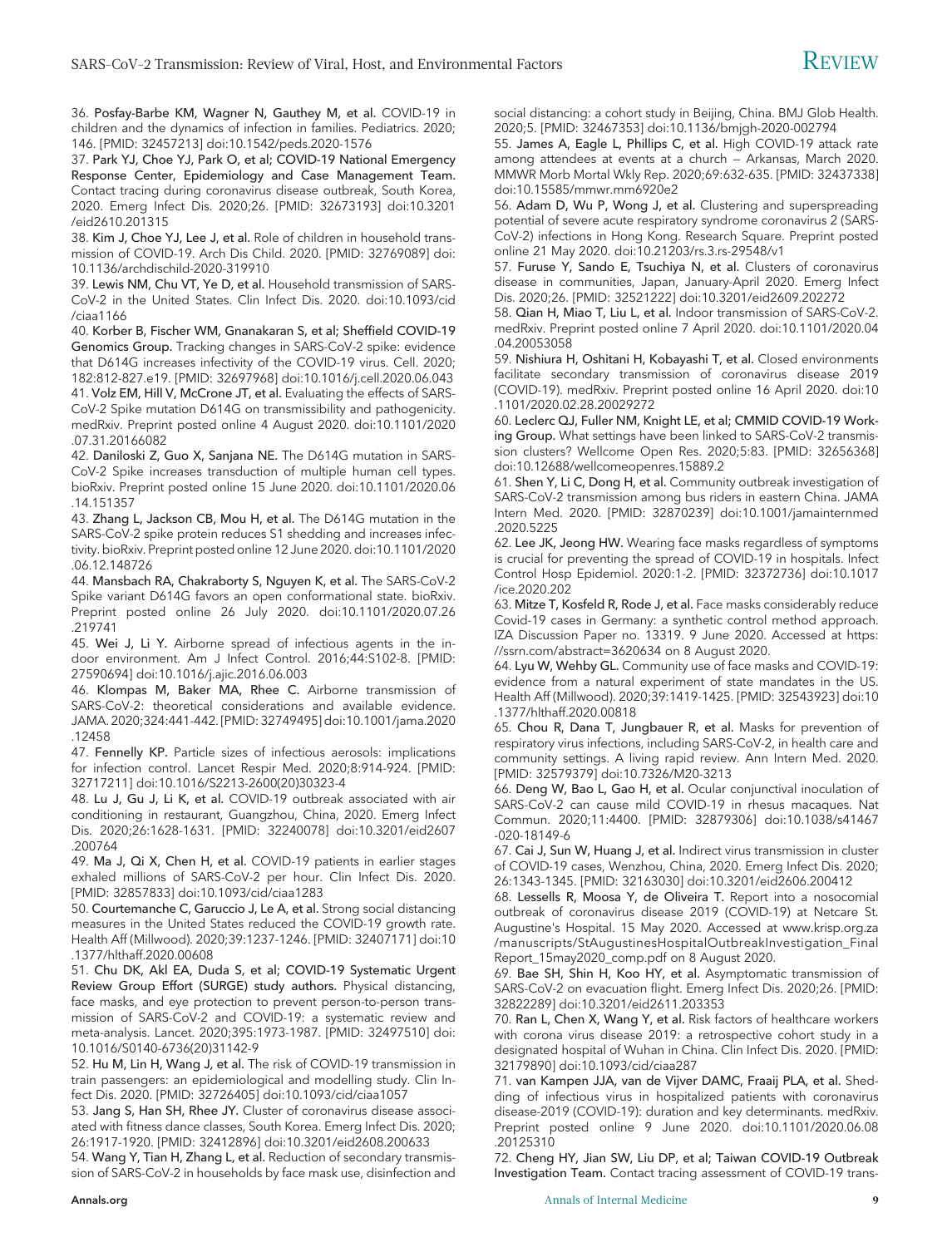36. **Posfay-Barbe KM, Wagner N, Gauthey M, et al.** COVID-19 in children and the dynamics of infection in families. Pediatrics. 2020; 146. [PMID: 32457213] doi:10.1542/peds.2020-1576

37. **Park YJ, Choe YJ, Park O, et al; COVID-19 National Emergency Response Center, Epidemiology and Case Management Team.** Contact tracing during coronavirus disease outbreak, South Korea, 2020. Emerg Infect Dis. 2020;26. [PMID: 32673193] doi:10.3201/eid2610.201315

38. **Kim J, Choe YJ, Lee J, et al.** Role of children in household transmission of COVID-19. Arch Dis Child. 2020. [PMID: 32769089] doi:10.1136/archdischild-2020-319910

39. **Lewis NM, Chu VT, Ye D, et al.** Household transmission of SARS-CoV-2 in the United States. Clin Infect Dis. 2020. doi:10.1093/cid/ciaa1166

40. **Korber B, Fischer WM, Gnanakaran S, et al; Sheffield COVID-19 Genomics Group.** Tracking changes in SARS-CoV-2 spike: evidence that D614G increases infectivity of the COVID-19 virus. Cell. 2020; 182:812-827.e19. [PMID: 32697968] doi:10.1016/j.cell.2020.06.043

41. **Volz EM, Hill V, McCrone JT, et al.** Evaluating the effects of SARS-CoV-2 Spike mutation D614G on transmissibility and pathogenicity. medRxiv. Preprint posted online 4 August 2020. doi:10.1101/2020.07.31.20166082

42. **Daniloski Z, Guo X, Sanjana NE.** The D614G mutation in SARS-CoV-2 Spike increases transduction of multiple human cell types. bioRxiv. Preprint posted online 15 June 2020. doi:10.1101/2020.06.14.151357

43. **Zhang L, Jackson CB, Mou H, et al.** The D614G mutation in the SARS-CoV-2 spike protein reduces S1 shedding and increases infectivity. bioRxiv. Preprint posted online 12 June 2020. doi:10.1101/2020.06.12.148726

44. **Mansbach RA, Chakraborty S, Nguyen K, et al.** The SARS-CoV-2 Spike variant D614G favors an open conformational state. bioRxiv. Preprint posted online 26 July 2020. doi:10.1101/2020.07.26.219741

45. **Wei J, Li Y.** Airborne spread of infectious agents in the indoor environment. Am J Infect Control. 2016;44:S102-8. [PMID: 27590694] doi:10.1016/j.ajic.2016.06.003

46. **Klompas M, Baker MA, Rhee C.** Airborne transmission of SARS-CoV-2: theoretical considerations and available evidence. JAMA. 2020;324:441-442. [PMID: 32749495] doi:10.1001/jama.2020.12458

47. **Fennelly KP.** Particle sizes of infectious aerosols: implications for infection control. Lancet Respir Med. 2020;8:914-924. [PMID: 32717211] doi:10.1016/S2213-2600(20)30323-4

48. **Lu J, Gu J, Li K, et al.** COVID-19 outbreak associated with air conditioning in restaurant, Guangzhou, China, 2020. Emerg Infect Dis. 2020;26:1628-1631. [PMID: 32240078] doi:10.3201/eid2607.200764

49. **Ma J, Qi X, Chen H, et al.** COVID-19 patients in earlier stages exhaled millions of SARS-CoV-2 per hour. Clin Infect Dis. 2020. [PMID: 32857833] doi:10.1093/cid/ciaa1283

50. **Courtemanche C, Garuccio J, Le A, et al.** Strong social distancing measures in the United States reduced the COVID-19 growth rate. Health Aff (Millwood). 2020;39:1237-1246. [PMID: 32407171] doi:10.1377/hlthaff.2020.00608

51. **Chu DK, Akl EA, Duda S, et al; COVID-19 Systematic Urgent Review Group Effort (SURGE) study authors.** Physical distancing, face masks, and eye protection to prevent person-to-person transmission of SARS-CoV-2 and COVID-19: a systematic review and meta-analysis. Lancet. 2020;395:1973-1987. [PMID: 32497510] doi:10.1016/S0140-6736(20)31142-9

52. **Hu M, Lin H, Wang J, et al.** The risk of COVID-19 transmission in train passengers: an epidemiological and modelling study. Clin Infect Dis. 2020. [PMID: 32726405] doi:10.1093/cid/ciaa1057

53. **Jang S, Han SH, Rhee JY.** Cluster of coronavirus disease associated with fitness dance classes, South Korea. Emerg Infect Dis. 2020; 26:1917-1920. [PMID: 32412896] doi:10.3201/eid2608.200633

54. **Wang Y, Tian H, Zhang L, et al.** Reduction of secondary transmission of SARS-CoV-2 in households by face mask use, disinfection and social distancing: a cohort study in Beijing, China. BMJ Glob Health. 2020;5. [PMID: 32467353] doi:10.1136/bmjgh-2020-002794

55. **James A, Eagle L, Phillips C, et al.** High COVID-19 attack rate among attendees at events at a church — Arkansas, March 2020. MMWR Morb Mortal Wkly Rep. 2020;69:632-635. [PMID: 32437338] doi:10.15585/mmwr.mm6920e2

56. **Adam D, Wu P, Wong J, et al.** Clustering and superspreading potential of severe acute respiratory syndrome coronavirus 2 (SARS-CoV-2) infections in Hong Kong. Research Square. Preprint posted online 21 May 2020. doi:10.21203/rs.3.rs-29548/v1

57. **Furuse Y, Sando E, Tsuchiya N, et al.** Clusters of coronavirus disease in communities, Japan, January-April 2020. Emerg Infect Dis. 2020;26. [PMID: 32521222] doi:10.3201/eid2609.202272

58. **Qian H, Miao T, Liu L, et al.** Indoor transmission of SARS-CoV-2. medRxiv. Preprint posted online 7 April 2020. doi:10.1101/2020.04.04.20053058

59. **Nishiura H, Oshitani H, Kobayashi T, et al.** Closed environments facilitate secondary transmission of coronavirus disease 2019 (COVID-19). medRxiv. Preprint posted online 16 April 2020. doi:10.1101/2020.02.28.20029272

60. **Leclerc QJ, Fuller NM, Knight LE, et al; CMMID COVID-19 Working Group.** What settings have been linked to SARS-CoV-2 transmission clusters? Wellcome Open Res. 2020;5:83. [PMID: 32656368] doi:10.12688/wellcomeopenres.15889.2

61. **Shen Y, Li C, Dong H, et al.** Community outbreak investigation of SARS-CoV-2 transmission among bus riders in eastern China. JAMA Intern Med. 2020. [PMID: 32870239] doi:10.1001/jamainternmed.2020.5225

62. **Lee JK, Jeong HW.** Wearing face masks regardless of symptoms is crucial for preventing the spread of COVID-19 in hospitals. Infect Control Hosp Epidemiol. 2020:1-2. [PMID: 32372736] doi:10.1017/ice.2020.202

63. **Mitze T, Kosfeld R, Rode J, et al.** Face masks considerably reduce Covid-19 cases in Germany: a synthetic control method approach. IZA Discussion Paper no. 13319. 9 June 2020. Accessed at https://ssrn.com/abstract=3620634 on 8 August 2020.

64. **Lyu W, Wehby GL.** Community use of face masks and COVID-19: evidence from a natural experiment of state mandates in the US. Health Aff (Millwood). 2020;39:1419-1425. [PMID: 32543923] doi:10.1377/hlthaff.2020.00818

65. **Chou R, Dana T, Jungbauer R, et al.** Masks for prevention of respiratory virus infections, including SARS-CoV-2, in health care and community settings. A living rapid review. Ann Intern Med. 2020. [PMID: 32579379] doi:10.7326/M20-3213

66. **Deng W, Bao L, Gao H, et al.** Ocular conjunctival inoculation of SARS-CoV-2 can cause mild COVID-19 in rhesus macaques. Nat Commun. 2020;11:4400. [PMID: 32879306] doi:10.1038/s41467-020-18149-6

67. **Cai J, Sun W, Huang J, et al.** Indirect virus transmission in cluster of COVID-19 cases, Wenzhou, China, 2020. Emerg Infect Dis. 2020; 26:1343-1345. [PMID: 32163030] doi:10.3201/eid2606.200412

68. **Lessells R, Moosa Y, de Oliveira T.** Report into a nosocomial outbreak of coronavirus disease 2019 (COVID-19) at Netcare St. Augustine's Hospital. 15 May 2020. Accessed at www.krisp.org.za/manuscripts/StAugustinesHospitalOutbreakInvestigation_FinalReport_15may2020_comp.pdf on 8 August 2020.

69. **Bae SH, Shin H, Koo HY, et al.** Asymptomatic transmission of SARS-CoV-2 on evacuation flight. Emerg Infect Dis. 2020;26. [PMID: 32822289] doi:10.3201/eid2611.203353

70. **Ran L, Chen X, Wang Y, et al.** Risk factors of healthcare workers with corona virus disease 2019: a retrospective cohort study in a designated hospital of Wuhan in China. Clin Infect Dis. 2020. [PMID: 32179890] doi:10.1093/cid/ciaa287

71. **van Kampen JJA, van de Vijver DAMC, Fraaij PLA, et al.** Shedding of infectious virus in hospitalized patients with coronavirus disease-2019 (COVID-19): duration and key determinants. medRxiv. Preprint posted online 9 June 2020. doi:10.1101/2020.06.08.20125310

72. **Cheng HY, Jian SW, Liu DP, et al; Taiwan COVID-19 Outbreak Investigation Team.** Contact tracing assessment of COVID-19 trans-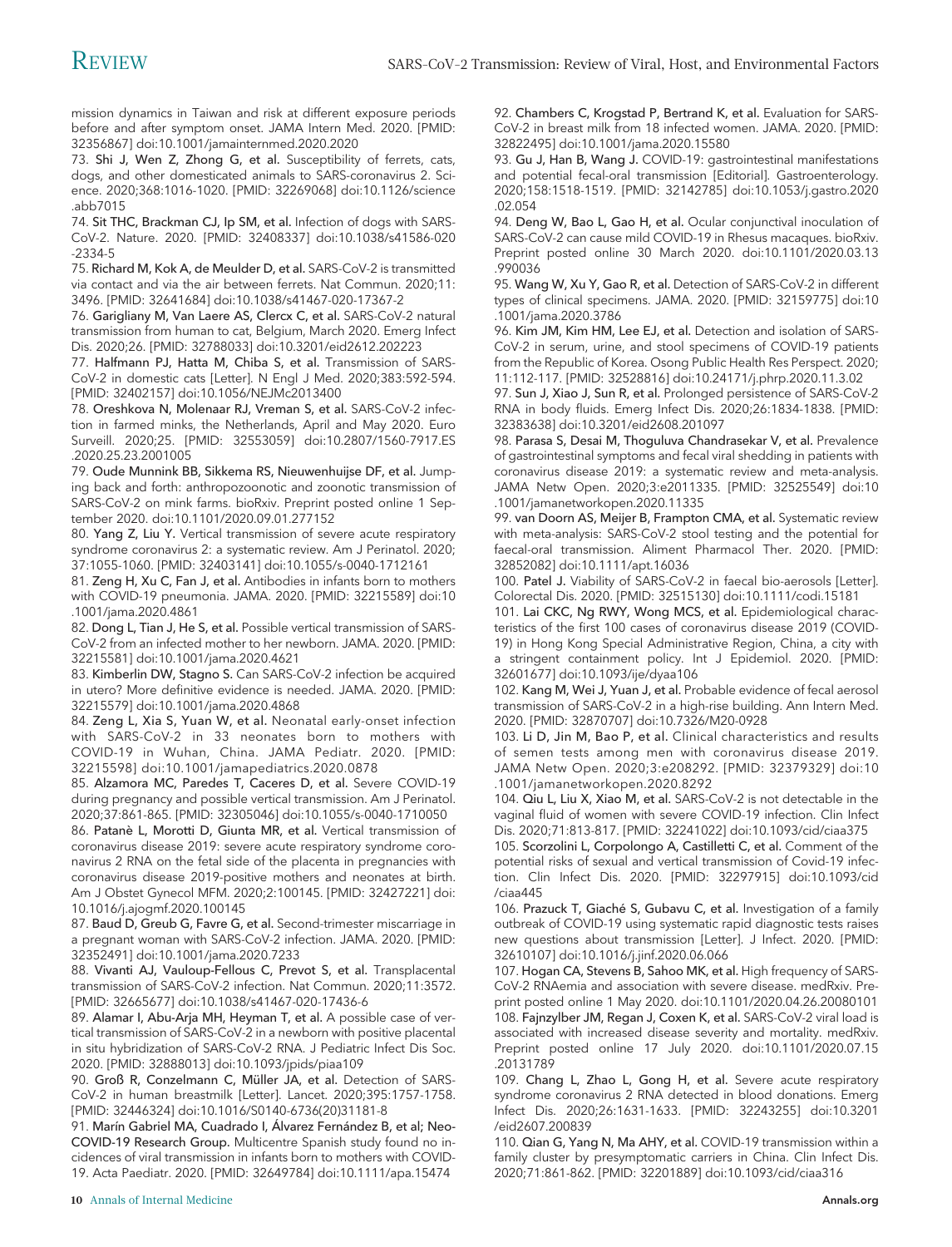mission dynamics in Taiwan and risk at different exposure periods before and after symptom onset. JAMA Intern Med. 2020. [PMID: 32356867] doi:10.1001/jamainternmed.2020.2020

73. **Shi J, Wen Z, Zhong G, et al.** Susceptibility of ferrets, cats, dogs, and other domesticated animals to SARS-coronavirus 2. Science. 2020;368:1016-1020. [PMID: 32269068] doi:10.1126/science.abb7015

74. **Sit THC, Brackman CJ, Ip SM, et al.** Infection of dogs with SARS-CoV-2. Nature. 2020. [PMID: 32408337] doi:10.1038/s41586-020-2334-5

75. **Richard M, Kok A, de Meulder D, et al.** SARS-CoV-2 is transmitted via contact and via the air between ferrets. Nat Commun. 2020;11:3496. [PMID: 32641684] doi:10.1038/s41467-020-17367-2

76. **Garigliany M, Van Laere AS, Clercx C, et al.** SARS-CoV-2 natural transmission from human to cat, Belgium, March 2020. Emerg Infect Dis. 2020;26. [PMID: 32788033] doi:10.3201/eid2612.202223

77. **Halfmann PJ, Hatta M, Chiba S, et al.** Transmission of SARS-CoV-2 in domestic cats [Letter]. N Engl J Med. 2020;383:592-594. [PMID: 32402157] doi:10.1056/NEJMc2013400

78. **Oreshkova N, Molenaar RJ, Vreman S, et al.** SARS-CoV-2 infection in farmed minks, the Netherlands, April and May 2020. Euro Surveill. 2020;25. [PMID: 32553059] doi:10.2807/1560-7917.ES.2020.25.23.2001005

79. **Oude Munnink BB, Sikkema RS, Nieuwenhuijse DF, et al.** Jumping back and forth: anthropozoonotic and zoonotic transmission of SARS-CoV-2 on mink farms. bioRxiv. Preprint posted online 1 September 2020. doi:10.1101/2020.09.01.277152

80. **Yang Z, Liu Y.** Vertical transmission of severe acute respiratory syndrome coronavirus 2: a systematic review. Am J Perinatol. 2020;37:1055-1060. [PMID: 32403141] doi:10.1055/s-0040-1712161

81. **Zeng H, Xu C, Fan J, et al.** Antibodies in infants born to mothers with COVID-19 pneumonia. JAMA. 2020. [PMID: 32215589] doi:10.1001/jama.2020.4861

82. **Dong L, Tian J, He S, et al.** Possible vertical transmission of SARS-CoV-2 from an infected mother to her newborn. JAMA. 2020. [PMID: 32215581] doi:10.1001/jama.2020.4621

83. **Kimberlin DW, Stagno S.** Can SARS-CoV-2 infection be acquired in utero? More definitive evidence is needed. JAMA. 2020. [PMID: 32215579] doi:10.1001/jama.2020.4868

84. **Zeng L, Xia S, Yuan W, et al.** Neonatal early-onset infection with SARS-CoV-2 in 33 neonates born to mothers with COVID-19 in Wuhan, China. JAMA Pediatr. 2020. [PMID: 32215598] doi:10.1001/jamapediatrics.2020.0878

85. **Alzamora MC, Paredes T, Caceres D, et al.** Severe COVID-19 during pregnancy and possible vertical transmission. Am J Perinatol. 2020;37:861-865. [PMID: 32305046] doi:10.1055/s-0040-1710050

86. **Patanè L, Morotti D, Giunta MR, et al.** Vertical transmission of coronavirus disease 2019: severe acute respiratory syndrome coronavirus 2 RNA on the fetal side of the placenta in pregnancies with coronavirus disease 2019-positive mothers and neonates at birth. Am J Obstet Gynecol MFM. 2020;2:100145. [PMID: 32427221] doi:10.1016/j.ajogmf.2020.100145

87. **Baud D, Greub G, Favre G, et al.** Second-trimester miscarriage in a pregnant woman with SARS-CoV-2 infection. JAMA. 2020. [PMID: 32352491] doi:10.1001/jama.2020.7233

88. **Vivanti AJ, Vauloup-Fellous C, Prevot S, et al.** Transplacental transmission of SARS-CoV-2 infection. Nat Commun. 2020;11:3572. [PMID: 32665677] doi:10.1038/s41467-020-17436-6

89. **Alamar I, Abu-Arja MH, Heyman T, et al.** A possible case of vertical transmission of SARS-CoV-2 in a newborn with positive placental in situ hybridization of SARS-CoV-2 RNA. J Pediatric Infect Dis Soc. 2020. [PMID: 32888013] doi:10.1093/jpids/piaa109

90. **Groß R, Conzelmann C, Müller JA, et al.** Detection of SARS-CoV-2 in human breastmilk [Letter]. Lancet. 2020;395:1757-1758. [PMID: 32446324] doi:10.1016/S0140-6736(20)31181-8

91. **Marín Gabriel MA, Cuadrado I, Álvarez Fernández B, et al; Neo-COVID-19 Research Group.** Multicentre Spanish study found no incidences of viral transmission in infants born to mothers with COVID-19. Acta Paediatr. 2020. [PMID: 32649784] doi:10.1111/apa.15474

92. **Chambers C, Krogstad P, Bertrand K, et al.** Evaluation for SARS-CoV-2 in breast milk from 18 infected women. JAMA. 2020. [PMID: 32822495] doi:10.1001/jama.2020.15580

93. **Gu J, Han B, Wang J.** COVID-19: gastrointestinal manifestations and potential fecal-oral transmission [Editorial]. Gastroenterology. 2020;158:1518-1519. [PMID: 32142785] doi:10.1053/j.gastro.2020.02.054

94. **Deng W, Bao L, Gao H, et al.** Ocular conjunctival inoculation of SARS-CoV-2 can cause mild COVID-19 in Rhesus macaques. bioRxiv. Preprint posted online 30 March 2020. doi:10.1101/2020.03.13.990036

95. **Wang W, Xu Y, Gao R, et al.** Detection of SARS-CoV-2 in different types of clinical specimens. JAMA. 2020. [PMID: 32159775] doi:10.1001/jama.2020.3786

96. **Kim JM, Kim HM, Lee EJ, et al.** Detection and isolation of SARS-CoV-2 in serum, urine, and stool specimens of COVID-19 patients from the Republic of Korea. Osong Public Health Res Perspect. 2020;11:112-117. [PMID: 32528816] doi:10.24171/j.phrp.2020.11.3.02

97. **Sun J, Xiao J, Sun R, et al.** Prolonged persistence of SARS-CoV-2 RNA in body fluids. Emerg Infect Dis. 2020;26:1834-1838. [PMID: 32383638] doi:10.3201/eid2608.201097

98. **Parasa S, Desai M, Thoguluva Chandrasekar V, et al.** Prevalence of gastrointestinal symptoms and fecal viral shedding in patients with coronavirus disease 2019: a systematic review and meta-analysis. JAMA Netw Open. 2020;3:e2011335. [PMID: 32525549] doi:10.1001/jamanetworkopen.2020.11335

99. **van Doorn AS, Meijer B, Frampton CMA, et al.** Systematic review with meta-analysis: SARS-CoV-2 stool testing and the potential for faecal-oral transmission. Aliment Pharmacol Ther. 2020. [PMID: 32852082] doi:10.1111/apt.16036

100. **Patel J.** Viability of SARS-CoV-2 in faecal bio-aerosols [Letter]. Colorectal Dis. 2020. [PMID: 32515130] doi:10.1111/codi.15181

101. **Lai CKC, Ng RWY, Wong MCS, et al.** Epidemiological characteristics of the first 100 cases of coronavirus disease 2019 (COVID-19) in Hong Kong Special Administrative Region, China, a city with a stringent containment policy. Int J Epidemiol. 2020. [PMID: 32601677] doi:10.1093/ije/dyaa106

102. **Kang M, Wei J, Yuan J, et al.** Probable evidence of fecal aerosol transmission of SARS-CoV-2 in a high-rise building. Ann Intern Med. 2020. [PMID: 32870707] doi:10.7326/M20-0928

103. **Li D, Jin M, Bao P, et al.** Clinical characteristics and results of semen tests among men with coronavirus disease 2019. JAMA Netw Open. 2020;3:e208292. [PMID: 32379329] doi:10.1001/jamanetworkopen.2020.8292

104. **Qiu L, Liu X, Xiao M, et al.** SARS-CoV-2 is not detectable in the vaginal fluid of women with severe COVID-19 infection. Clin Infect Dis. 2020;71:813-817. [PMID: 32241022] doi:10.1093/cid/ciaa375

105. **Scorzolini L, Corpolongo A, Castilletti C, et al.** Comment of the potential risks of sexual and vertical transmission of Covid-19 infection. Clin Infect Dis. 2020. [PMID: 32297915] doi:10.1093/cid/ciaa445

106. **Prazuck T, Giaché S, Gubavu C, et al.** Investigation of a family outbreak of COVID-19 using systematic rapid diagnostic tests raises new questions about transmission [Letter]. J Infect. 2020. [PMID: 32610107] doi:10.1016/j.jinf.2020.06.066

107. **Hogan CA, Stevens B, Sahoo MK, et al.** High frequency of SARS-CoV-2 RNAemia and association with severe disease. medRxiv. Preprint posted online 1 May 2020. doi:10.1101/2020.04.26.20080101

108. **Fajnzylber JM, Regan J, Coxen K, et al.** SARS-CoV-2 viral load is associated with increased disease severity and mortality. medRxiv. Preprint posted online 17 July 2020. doi:10.1101/2020.07.15.20131789

109. **Chang L, Zhao L, Gong H, et al.** Severe acute respiratory syndrome coronavirus 2 RNA detected in blood donations. Emerg Infect Dis. 2020;26:1631-1633. [PMID: 32243255] doi:10.3201/eid2607.200839

110. **Qian G, Yang N, Ma AHY, et al.** COVID-19 transmission within a family cluster by presymptomatic carriers in China. Clin Infect Dis. 2020;71:861-862. [PMID: 32201889] doi:10.1093/cid/ciaa316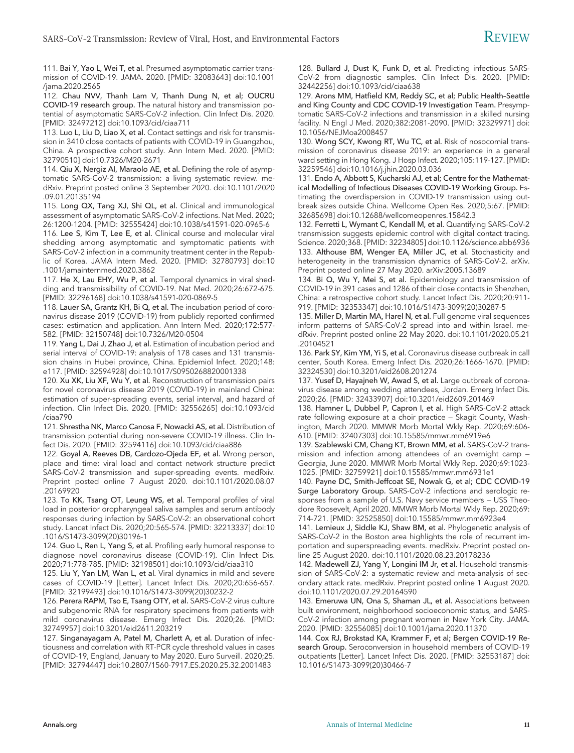111. **Bai Y, Yao L, Wei T, et al.** Presumed asymptomatic carrier transmission of COVID-19. JAMA. 2020. [PMID: 32083643] doi:10.1001/jama.2020.2565

112. **Chau NVV, Thanh Lam V, Thanh Dung N, et al; OUCRU COVID-19 research group.** The natural history and transmission potential of asymptomatic SARS-CoV-2 infection. Clin Infect Dis. 2020. [PMID: 32497212] doi:10.1093/cid/ciaa711

113. **Luo L, Liu D, Liao X, et al.** Contact settings and risk for transmission in 3410 close contacts of patients with COVID-19 in Guangzhou, China. A prospective cohort study. Ann Intern Med. 2020. [PMID: 32790510] doi:10.7326/M20-2671

114. **Qiu X, Nergiz AI, Maraolo AE, et al.** Defining the role of asymptomatic SARS-CoV-2 transmission: a living systematic review. medRxiv. Preprint posted online 3 September 2020. doi:10.1101/2020.09.01.20135194

115. **Long QX, Tang XJ, Shi QL, et al.** Clinical and immunological assessment of asymptomatic SARS-CoV-2 infections. Nat Med. 2020;26:1200-1204. [PMID: 32555424] doi:10.1038/s41591-020-0965-6

116. **Lee S, Kim T, Lee E, et al.** Clinical course and molecular viral shedding among asymptomatic and symptomatic patients with SARS-CoV-2 infection in a community treatment center in the Republic of Korea. JAMA Intern Med. 2020. [PMID: 32780793] doi:10.1001/jamainternmed.2020.3862

117. **He X, Lau EHY, Wu P, et al.** Temporal dynamics in viral shedding and transmissibility of COVID-19. Nat Med. 2020;26:672-675. [PMID: 32296168] doi:10.1038/s41591-020-0869-5

118. **Lauer SA, Grantz KH, Bi Q, et al.** The incubation period of coronavirus disease 2019 (COVID-19) from publicly reported confirmed cases: estimation and application. Ann Intern Med. 2020;172:577-582. [PMID: 32150748] doi:10.7326/M20-0504

119. **Yang L, Dai J, Zhao J, et al.** Estimation of incubation period and serial interval of COVID-19: analysis of 178 cases and 131 transmission chains in Hubei province, China. Epidemiol Infect. 2020;148:e117. [PMID: 32594928] doi:10.1017/S0950268820001338

120. **Xu XK, Liu XF, Wu Y, et al.** Reconstruction of transmission pairs for novel coronavirus disease 2019 (COVID-19) in mainland China: estimation of super-spreading events, serial interval, and hazard of infection. Clin Infect Dis. 2020. [PMID: 32556265] doi:10.1093/cid/ciaa790

121. **Shrestha NK, Marco Canosa F, Nowacki AS, et al.** Distribution of transmission potential during non-severe COVID-19 illness. Clin Infect Dis. 2020. [PMID: 32594116] doi:10.1093/cid/ciaa886

122. **Goyal A, Reeves DB, Cardozo-Ojeda EF, et al.** Wrong person, place and time: viral load and contact network structure predict SARS-CoV-2 transmission and super-spreading events. medRxiv. Preprint posted online 7 August 2020. doi:10.1101/2020.08.07.20169920

123. **To KK, Tsang OT, Leung WS, et al.** Temporal profiles of viral load in posterior oropharyngeal saliva samples and serum antibody responses during infection by SARS-CoV-2: an observational cohort study. Lancet Infect Dis. 2020;20:565-574. [PMID: 32213337] doi:10.1016/S1473-3099(20)30196-1

124. **Guo L, Ren L, Yang S, et al.** Profiling early humoral response to diagnose novel coronavirus disease (COVID-19). Clin Infect Dis. 2020;71:778-785. [PMID: 32198501] doi:10.1093/cid/ciaa310

125. **Liu Y, Yan LM, Wan L, et al.** Viral dynamics in mild and severe cases of COVID-19 [Letter]. Lancet Infect Dis. 2020;20:656-657. [PMID: 32199493] doi:10.1016/S1473-3099(20)30232-2

126. **Perera RAPM, Tso E, Tsang OTY, et al.** SARS-CoV-2 virus culture and subgenomic RNA for respiratory specimens from patients with mild coronavirus disease. Emerg Infect Dis. 2020;26. [PMID: 32749957] doi:10.3201/eid2611.203219

127. **Singanayagam A, Patel M, Charlett A, et al.** Duration of infectiousness and correlation with RT-PCR cycle threshold values in cases of COVID-19, England, January to May 2020. Euro Surveill. 2020;25. [PMID: 32794447] doi:10.2807/1560-7917.ES.2020.25.32.2001483

128. **Bullard J, Dust K, Funk D, et al.** Predicting infectious SARS-CoV-2 from diagnostic samples. Clin Infect Dis. 2020. [PMID: 32442256] doi:10.1093/cid/ciaa638

129. **Arons MM, Hatfield KM, Reddy SC, et al; Public Health–Seattle and King County and CDC COVID-19 Investigation Team.** Presymptomatic SARS-CoV-2 infections and transmission in a skilled nursing facility. N Engl J Med. 2020;382:2081-2090. [PMID: 32329971] doi:10.1056/NEJMoa2008457

130. **Wong SCY, Kwong RT, Wu TC, et al.** Risk of nosocomial transmission of coronavirus disease 2019: an experience in a general ward setting in Hong Kong. J Hosp Infect. 2020;105:119-127. [PMID: 32259546] doi:10.1016/j.jhin.2020.03.036

131. **Endo A, Abbott S, Kucharski AJ, et al; Centre for the Mathematical Modelling of Infectious Diseases COVID-19 Working Group.** Estimating the overdispersion in COVID-19 transmission using outbreak sizes outside China. Wellcome Open Res. 2020;5:67. [PMID: 32685698] doi:10.12688/wellcomeopenres.15842.3

132. **Ferretti L, Wymant C, Kendall M, et al.** Quantifying SARS-CoV-2 transmission suggests epidemic control with digital contact tracing. Science. 2020;368. [PMID: 32234805] doi:10.1126/science.abb6936

133. **Althouse BM, Wenger EA, Miller JC, et al.** Stochasticity and heterogeneity in the transmission dynamics of SARS-CoV-2. arXiv. Preprint posted online 27 May 2020. arXiv:2005.13689

134. **Bi Q, Wu Y, Mei S, et al.** Epidemiology and transmission of COVID-19 in 391 cases and 1286 of their close contacts in Shenzhen, China: a retrospective cohort study. Lancet Infect Dis. 2020;20:911-919. [PMID: 32353347] doi:10.1016/S1473-3099(20)30287-5

135. **Miller D, Martin MA, Harel N, et al.** Full genome viral sequences inform patterns of SARS-CoV-2 spread into and within Israel. medRxiv. Preprint posted online 22 May 2020. doi:10.1101/2020.05.21.20104521

136. **Park SY, Kim YM, Yi S, et al.** Coronavirus disease outbreak in call center, South Korea. Emerg Infect Dis. 2020;26:1666-1670. [PMID: 32324530] doi:10.3201/eid2608.201274

137. **Yusef D, Hayajneh W, Awad S, et al.** Large outbreak of coronavirus disease among wedding attendees, Jordan. Emerg Infect Dis. 2020;26. [PMID: 32433907] doi:10.3201/eid2609.201469

138. **Hamner L, Dubbel P, Capron I, et al.** High SARS-CoV-2 attack rate following exposure at a choir practice — Skagit County, Washington, March 2020. MMWR Morb Mortal Wkly Rep. 2020;69:606-610. [PMID: 32407303] doi:10.15585/mmwr.mm6919e6

139. **Szablewski CM, Chang KT, Brown MM, et al.** SARS-CoV-2 transmission and infection among attendees of an overnight camp — Georgia, June 2020. MMWR Morb Mortal Wkly Rep. 2020;69:1023-1025. [PMID: 32759921] doi:10.15585/mmwr.mm6931e1

140. **Payne DC, Smith-Jeffcoat SE, Nowak G, et al; CDC COVID-19 Surge Laboratory Group.** SARS-CoV-2 infections and serologic responses from a sample of U.S. Navy service members — USS Theodore Roosevelt, April 2020. MMWR Morb Mortal Wkly Rep. 2020;69:714-721. [PMID: 32525850] doi:10.15585/mmwr.mm6923e4

141. **Lemieux J, Siddle KJ, Shaw BM, et al.** Phylogenetic analysis of SARS-CoV-2 in the Boston area highlights the role of recurrent importation and superspreading events. medRxiv. Preprint posted online 25 August 2020. doi:10.1101/2020.08.23.20178236

142. **Madewell ZJ, Yang Y, Longini IM Jr, et al.** Household transmission of SARS-CoV-2: a systematic review and meta-analysis of secondary attack rate. medRxiv. Preprint posted online 1 August 2020. doi:10.1101/2020.07.29.20164590

143. **Emeruwa UN, Ona S, Shaman JL, et al.** Associations between built environment, neighborhood socioeconomic status, and SARS-CoV-2 infection among pregnant women in New York City. JAMA. 2020. [PMID: 32556085] doi:10.1001/jama.2020.11370

144. **Cox RJ, Brokstad KA, Krammer F, et al; Bergen COVID-19 Research Group.** Seroconversion in household members of COVID-19 outpatients [Letter]. Lancet Infect Dis. 2020. [PMID: 32553187] doi:10.1016/S1473-3099(20)30466-7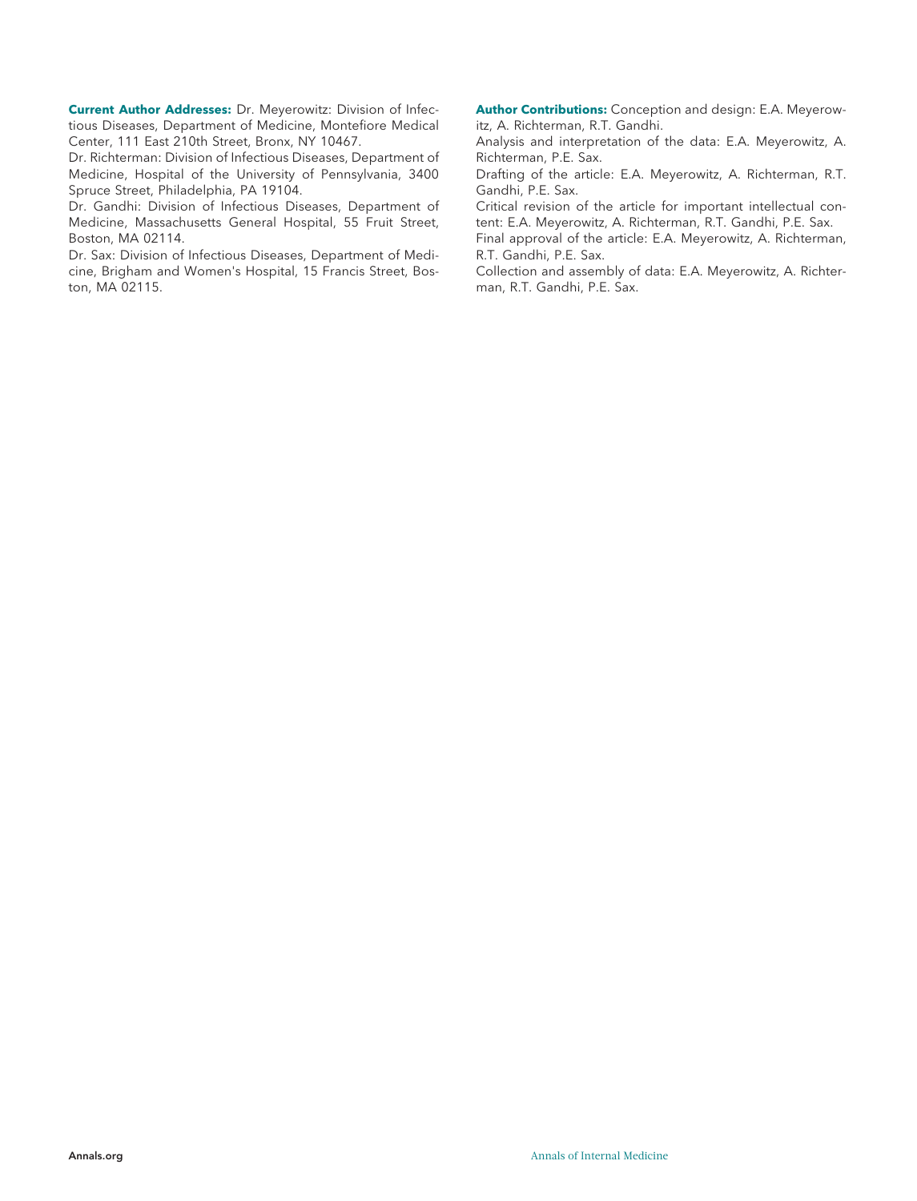**Current Author Addresses:** Dr. Meyerowitz: Division of Infectious Diseases, Department of Medicine, Montefiore Medical Center, 111 East 210th Street, Bronx, NY 10467.

Dr. Richterman: Division of Infectious Diseases, Department of Medicine, Hospital of the University of Pennsylvania, 3400 Spruce Street, Philadelphia, PA 19104.

Dr. Gandhi: Division of Infectious Diseases, Department of Medicine, Massachusetts General Hospital, 55 Fruit Street, Boston, MA 02114.

Dr. Sax: Division of Infectious Diseases, Department of Medicine, Brigham and Women's Hospital, 15 Francis Street, Boston, MA 02115.

**Author Contributions:** Conception and design: E.A. Meyerowitz, A. Richterman, R.T. Gandhi.

Analysis and interpretation of the data: E.A. Meyerowitz, A. Richterman, P.E. Sax.

Drafting of the article: E.A. Meyerowitz, A. Richterman, R.T. Gandhi, P.E. Sax.

Critical revision of the article for important intellectual content: E.A. Meyerowitz, A. Richterman, R.T. Gandhi, P.E. Sax.

Final approval of the article: E.A. Meyerowitz, A. Richterman, R.T. Gandhi, P.E. Sax.

Collection and assembly of data: E.A. Meyerowitz, A. Richterman, R.T. Gandhi, P.E. Sax.